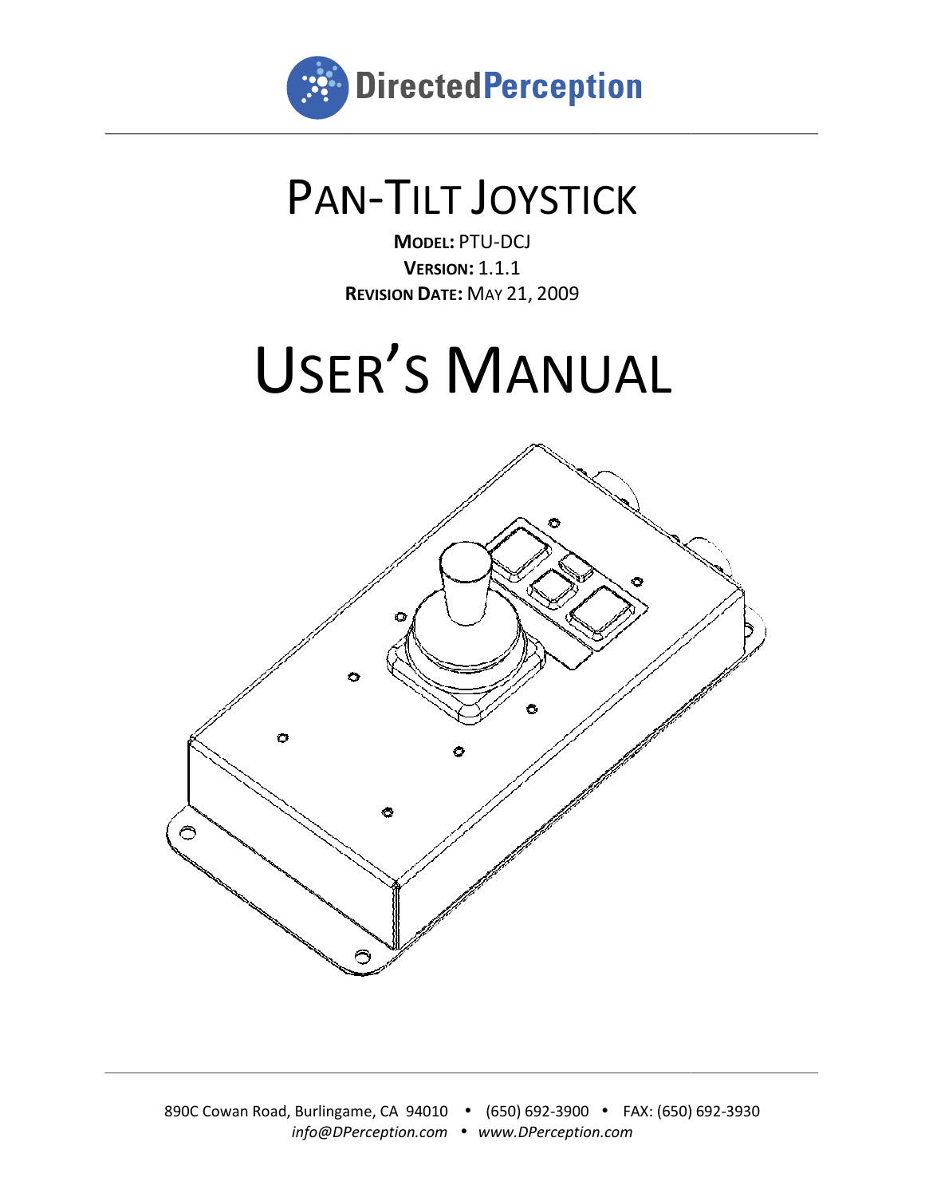DirectedPerception

# PAN-TILT JOYSTICK

**MODEL:** PTU-DCJ
**VERSION:** 1.1.1
**REVISION DATE:** MAY 21, 2009

# USER'S MANUAL

890C Cowan Road, Burlingame, CA 94010 • (650) 692-3900 • FAX: (650) 692-3930
*info@DPerception.com* • *www.DPerception.com*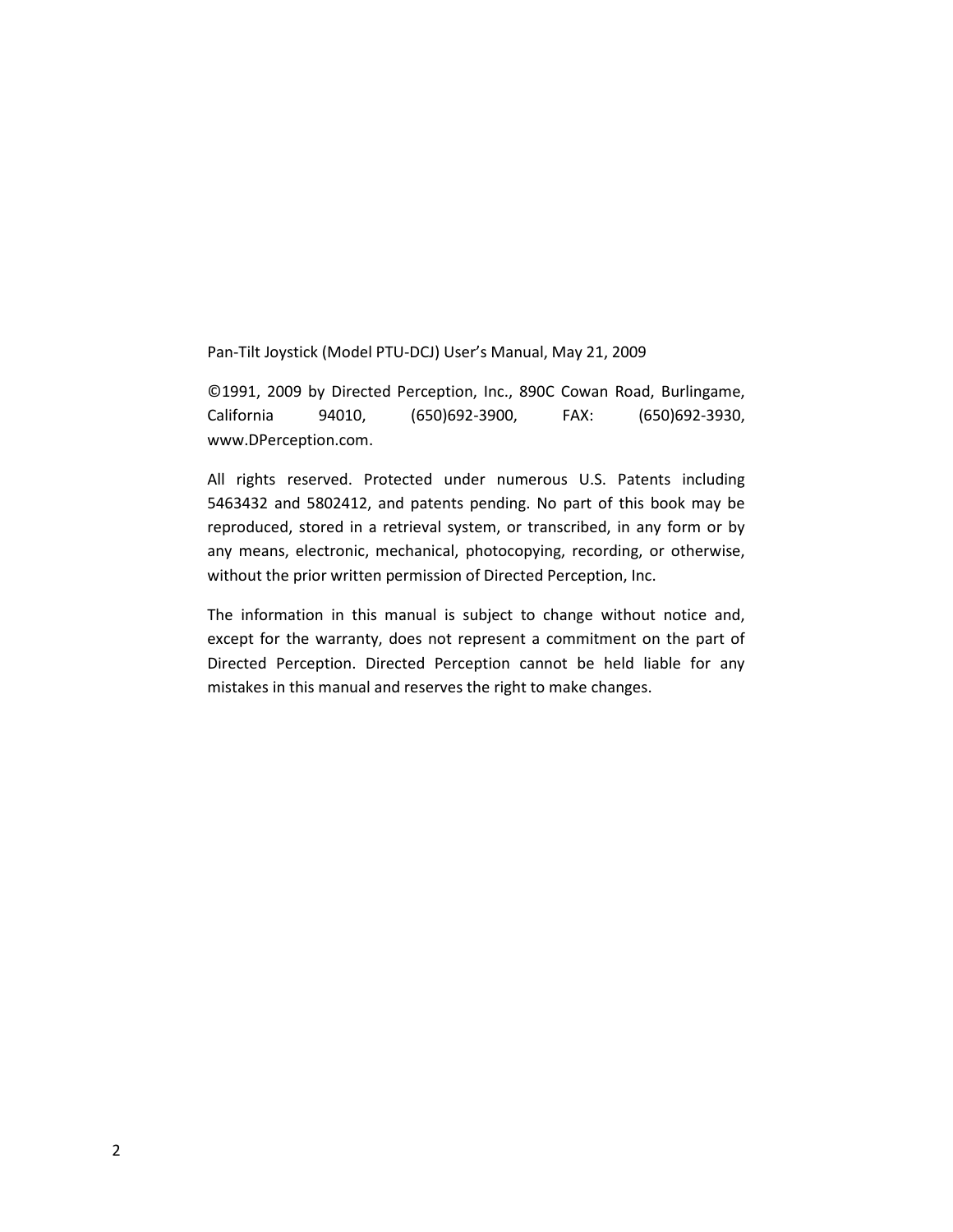Pan-Tilt Joystick (Model PTU-DCJ) User's Manual, May 21, 2009

©1991, 2009 by Directed Perception, Inc., 890C Cowan Road, Burlingame, California 94010, (650)692-3900, FAX: (650)692-3930, www.DPerception.com.

All rights reserved. Protected under numerous U.S. Patents including 5463432 and 5802412, and patents pending. No part of this book may be reproduced, stored in a retrieval system, or transcribed, in any form or by any means, electronic, mechanical, photocopying, recording, or otherwise, without the prior written permission of Directed Perception, Inc.

The information in this manual is subject to change without notice and, except for the warranty, does not represent a commitment on the part of Directed Perception. Directed Perception cannot be held liable for any mistakes in this manual and reserves the right to make changes.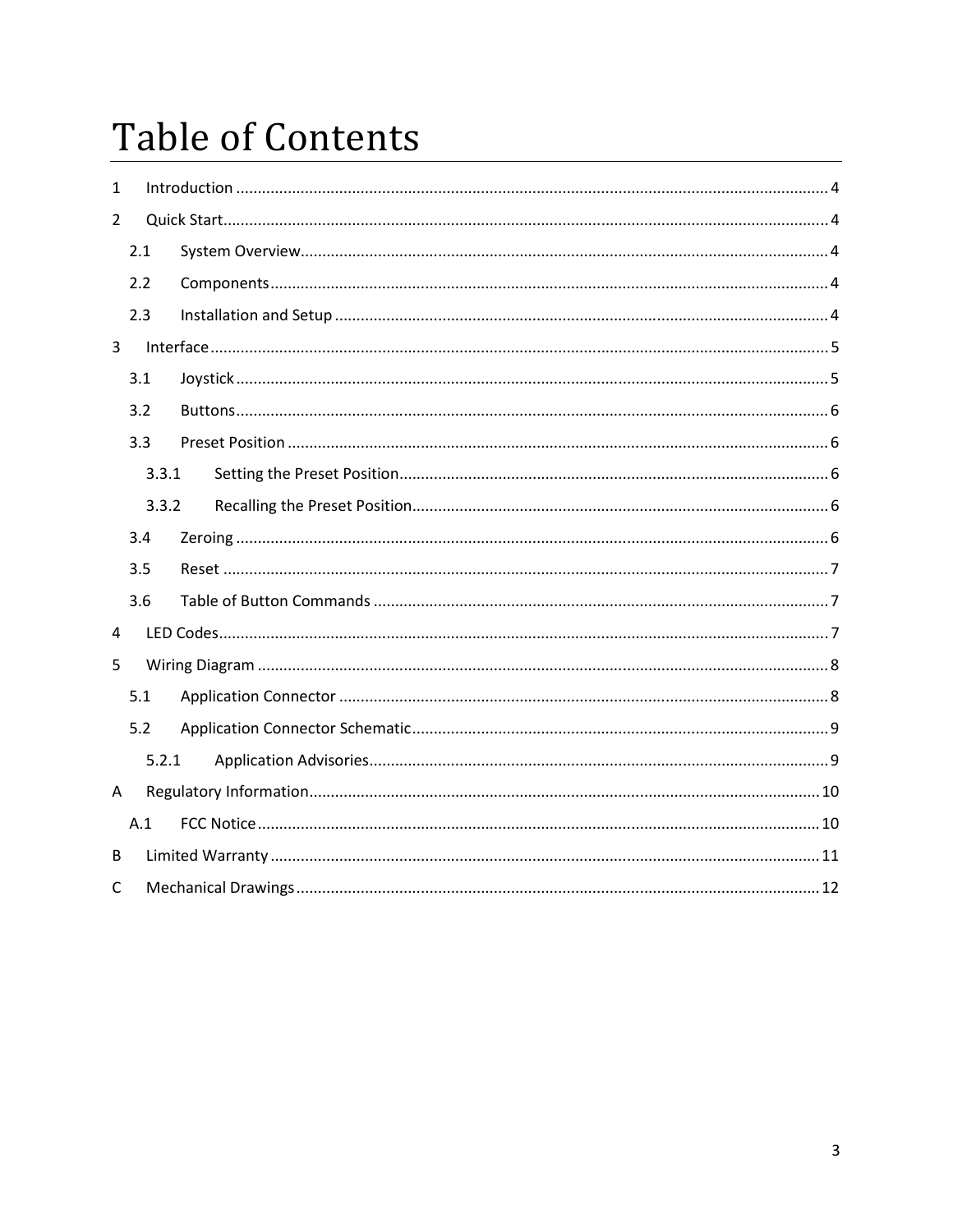# Table of Contents

1 Introduction ........................................................................................................................ 4

2 Quick Start........................................................................................................................... 4

  2.1 System Overview......................................................................................................... 4

  2.2 Components................................................................................................................ 4

  2.3 Installation and Setup ................................................................................................. 4

3 Interface.............................................................................................................................. 5

  3.1 Joystick ........................................................................................................................ 5

  3.2 Buttons......................................................................................................................... 6

  3.3 Preset Position ............................................................................................................ 6

    3.3.1 Setting the Preset Position.................................................................................. 6

    3.3.2 Recalling the Preset Position............................................................................... 6

  3.4 Zeroing ........................................................................................................................ 6

  3.5 Reset ........................................................................................................................... 7

  3.6 Table of Button Commands ......................................................................................... 7

4 LED Codes............................................................................................................................ 7

5 Wiring Diagram ................................................................................................................... 8

  5.1 Application Connector ................................................................................................ 8

  5.2 Application Connector Schematic................................................................................ 9

    5.2.1 Application Advisories......................................................................................... 9

A Regulatory Information..................................................................................................... 10

  A.1 FCC Notice ................................................................................................................. 10

B Limited Warranty .............................................................................................................. 11

C Mechanical Drawings ........................................................................................................ 12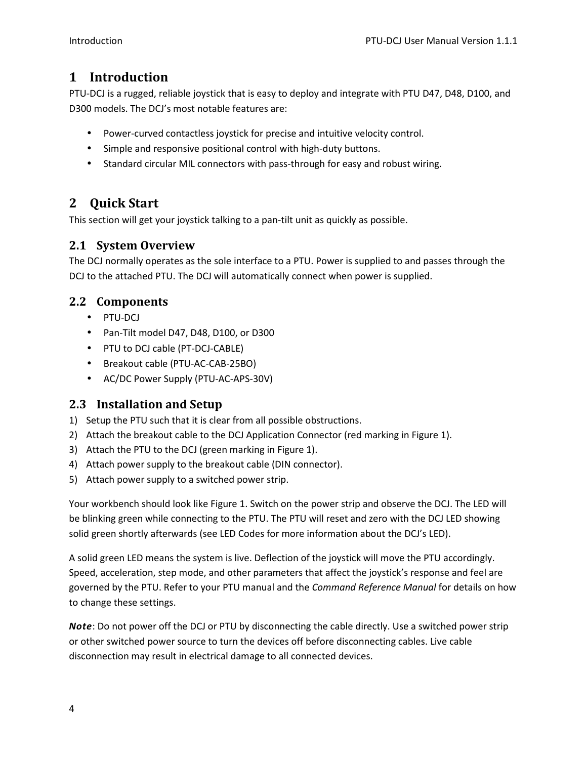# 1 Introduction

PTU-DCJ is a rugged, reliable joystick that is easy to deploy and integrate with PTU D47, D48, D100, and D300 models. The DCJ's most notable features are:

- Power-curved contactless joystick for precise and intuitive velocity control.
- Simple and responsive positional control with high-duty buttons.
- Standard circular MIL connectors with pass-through for easy and robust wiring.

# 2 Quick Start

This section will get your joystick talking to a pan-tilt unit as quickly as possible.

## 2.1 System Overview

The DCJ normally operates as the sole interface to a PTU. Power is supplied to and passes through the DCJ to the attached PTU. The DCJ will automatically connect when power is supplied.

## 2.2 Components

- PTU-DCJ
- Pan-Tilt model D47, D48, D100, or D300
- PTU to DCJ cable (PT-DCJ-CABLE)
- Breakout cable (PTU-AC-CAB-25BO)
- AC/DC Power Supply (PTU-AC-APS-30V)

## 2.3 Installation and Setup

1) Setup the PTU such that it is clear from all possible obstructions.
2) Attach the breakout cable to the DCJ Application Connector (red marking in Figure 1).
3) Attach the PTU to the DCJ (green marking in Figure 1).
4) Attach power supply to the breakout cable (DIN connector).
5) Attach power supply to a switched power strip.

Your workbench should look like Figure 1. Switch on the power strip and observe the DCJ. The LED will be blinking green while connecting to the PTU. The PTU will reset and zero with the DCJ LED showing solid green shortly afterwards (see LED Codes for more information about the DCJ's LED).

A solid green LED means the system is live. Deflection of the joystick will move the PTU accordingly. Speed, acceleration, step mode, and other parameters that affect the joystick's response and feel are governed by the PTU. Refer to your PTU manual and the *Command Reference Manual* for details on how to change these settings.

***Note***: Do not power off the DCJ or PTU by disconnecting the cable directly. Use a switched power strip or other switched power source to turn the devices off before disconnecting cables. Live cable disconnection may result in electrical damage to all connected devices.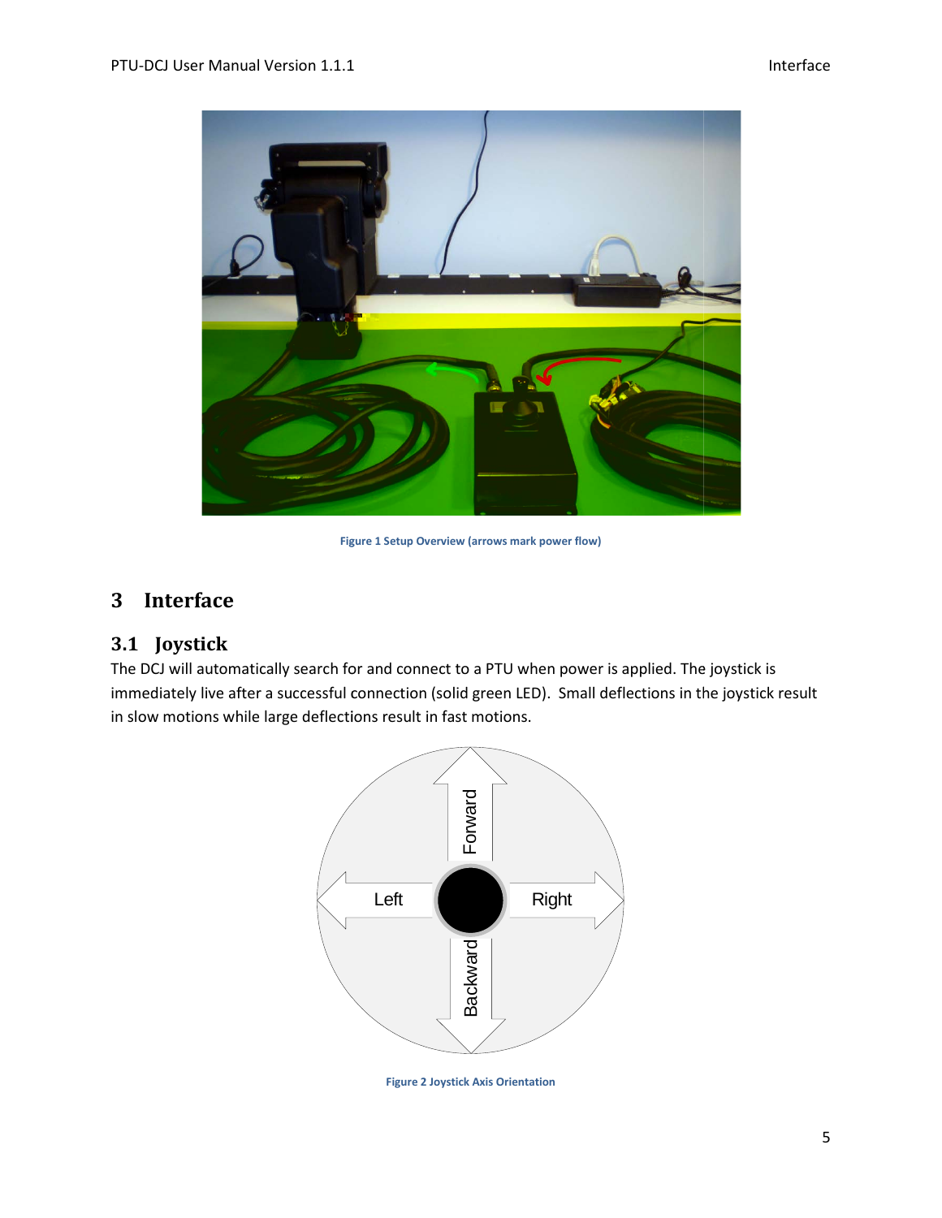Figure 1 Setup Overview (arrows mark power flow)

# 3 Interface

## 3.1 Joystick

The DCJ will automatically search for and connect to a PTU when power is applied. The joystick is immediately live after a successful connection (solid green LED). Small deflections in the joystick result in slow motions while large deflections result in fast motions.

Figure 2 Joystick Axis Orientation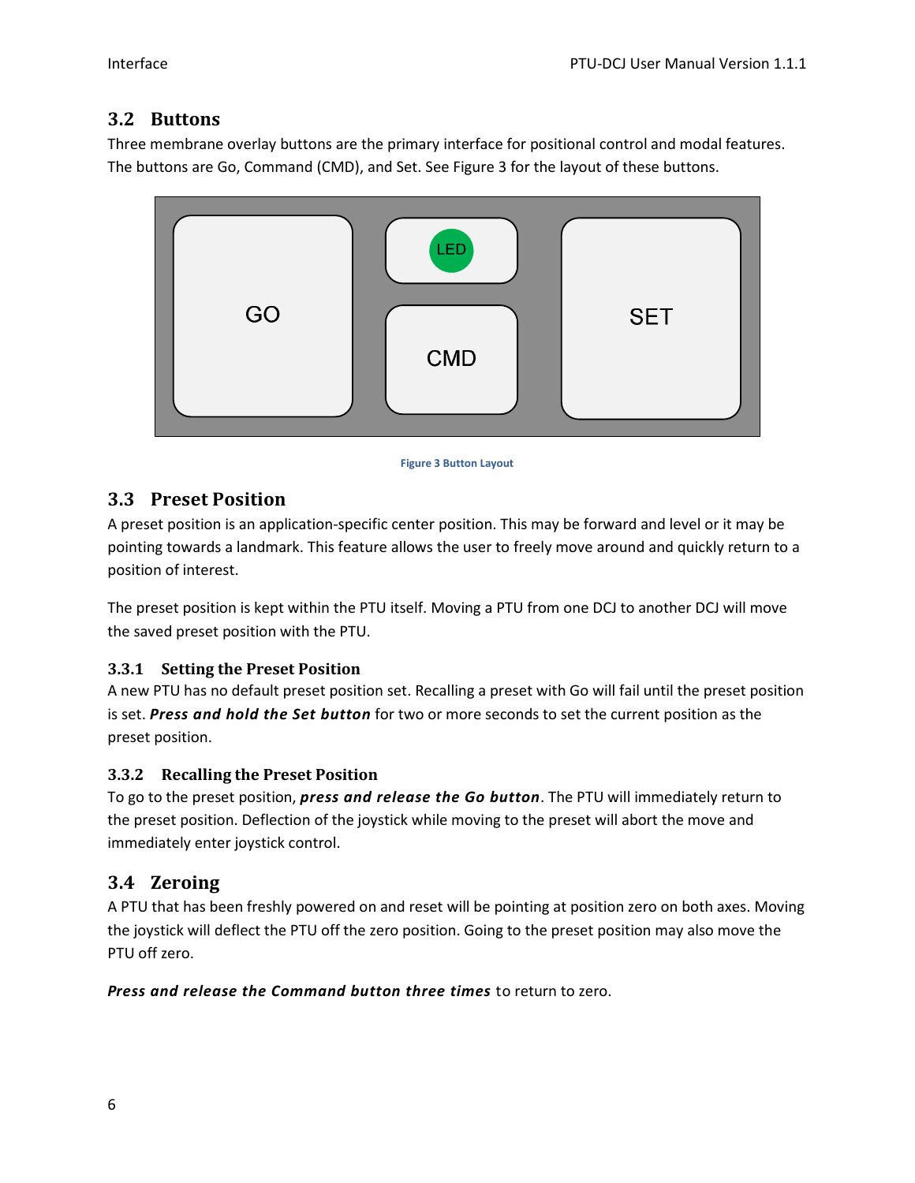## 3.2 Buttons

Three membrane overlay buttons are the primary interface for positional control and modal features. The buttons are Go, Command (CMD), and Set. See Figure 3 for the layout of these buttons.

Figure 3 Button Layout

## 3.3 Preset Position

A preset position is an application-specific center position. This may be forward and level or it may be pointing towards a landmark. This feature allows the user to freely move around and quickly return to a position of interest.

The preset position is kept within the PTU itself. Moving a PTU from one DCJ to another DCJ will move the saved preset position with the PTU.

### 3.3.1 Setting the Preset Position

A new PTU has no default preset position set. Recalling a preset with Go will fail until the preset position is set. ***Press and hold the Set button*** for two or more seconds to set the current position as the preset position.

### 3.3.2 Recalling the Preset Position

To go to the preset position, ***press and release the Go button***. The PTU will immediately return to the preset position. Deflection of the joystick while moving to the preset will abort the move and immediately enter joystick control.

## 3.4 Zeroing

A PTU that has been freshly powered on and reset will be pointing at position zero on both axes. Moving the joystick will deflect the PTU off the zero position. Going to the preset position may also move the PTU off zero.

***Press and release the Command button three times*** to return to zero.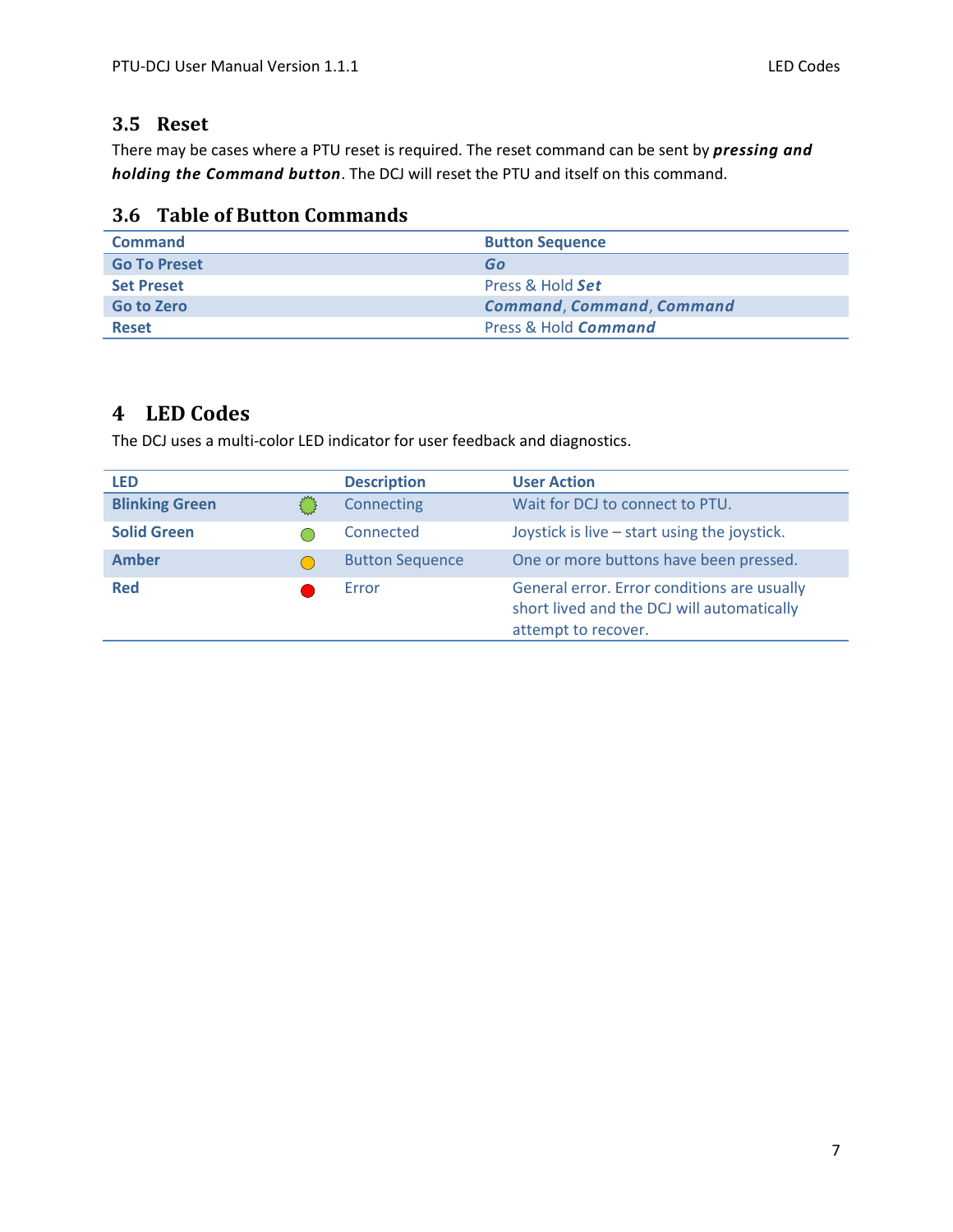## 3.5 Reset

There may be cases where a PTU reset is required. The reset command can be sent by ***pressing and holding the Command button***. The DCJ will reset the PTU and itself on this command.

## 3.6 Table of Button Commands

| Command | Button Sequence |
|---|---|
| **Go To Preset** | ***Go*** |
| **Set Preset** | Press & Hold ***Set*** |
| **Go to Zero** | ***Command***, ***Command***, ***Command*** |
| **Reset** | Press & Hold ***Command*** |

# 4 LED Codes

The DCJ uses a multi-color LED indicator for user feedback and diagnostics.

| LED | | Description | User Action |
|---|---|---|---|
| **Blinking Green** | | Connecting | Wait for DCJ to connect to PTU. |
| **Solid Green** | | Connected | Joystick is live – start using the joystick. |
| **Amber** | | Button Sequence | One or more buttons have been pressed. |
| **Red** | | Error | General error. Error conditions are usually short lived and the DCJ will automatically attempt to recover. |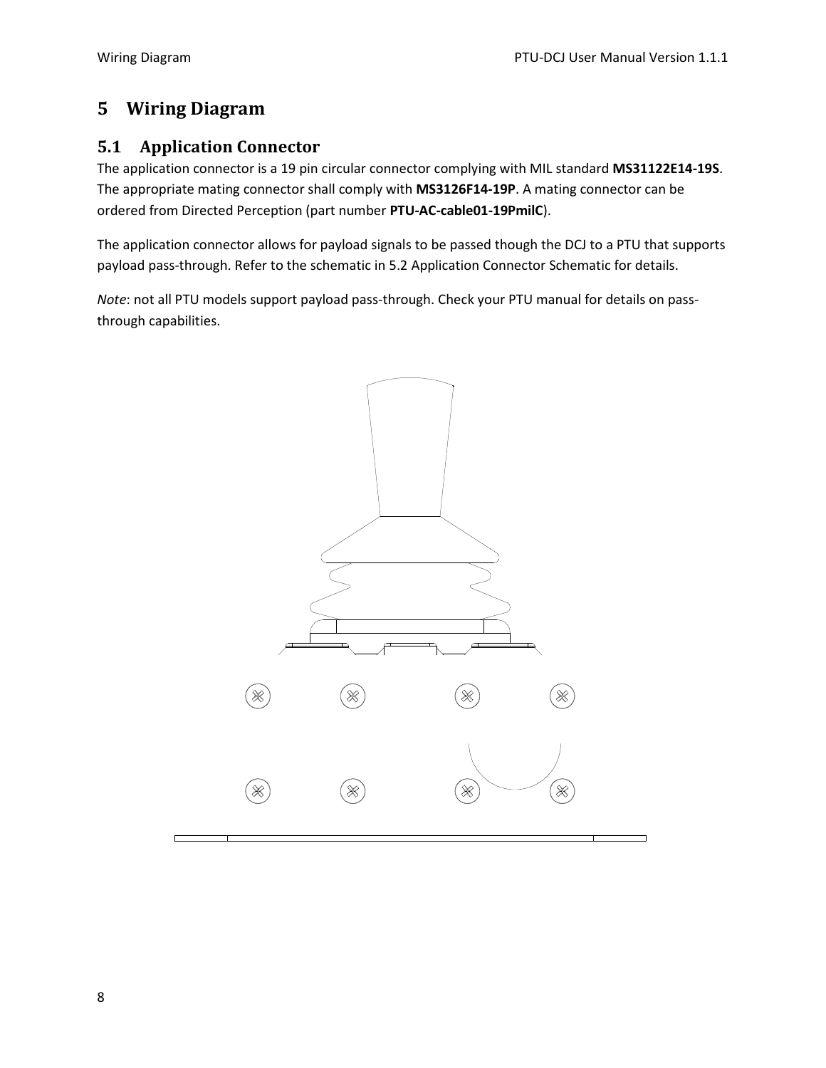# 5 Wiring Diagram

## 5.1 Application Connector

The application connector is a 19 pin circular connector complying with MIL standard **MS31122E14-19S**. The appropriate mating connector shall comply with **MS3126F14-19P**. A mating connector can be ordered from Directed Perception (part number **PTU-AC-cable01-19PmilC**).

The application connector allows for payload signals to be passed though the DCJ to a PTU that supports payload pass-through. Refer to the schematic in 5.2 Application Connector Schematic for details.

*Note*: not all PTU models support payload pass-through. Check your PTU manual for details on pass-through capabilities.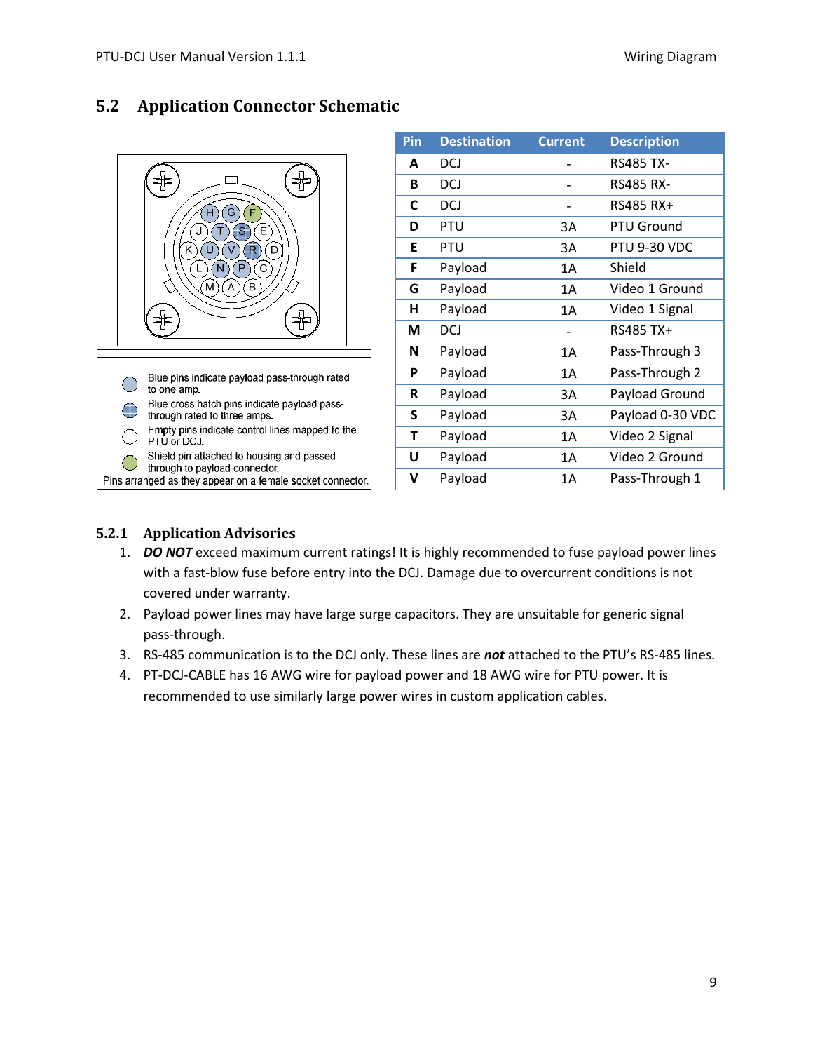## 5.2 Application Connector Schematic

Blue pins indicate payload pass-through rated to one amp.

Blue cross hatch pins indicate payload pass-through rated to three amps.

Empty pins indicate control lines mapped to the PTU or DCJ.

Shield pin attached to housing and passed through to payload connector.

Pins arranged as they appear on a female socket connector.

| Pin | Destination | Current | Description |
|---|---|---|---|
| **A** | DCJ | - | RS485 TX- |
| **B** | DCJ | - | RS485 RX- |
| **C** | DCJ | - | RS485 RX+ |
| **D** | PTU | 3A | PTU Ground |
| **E** | PTU | 3A | PTU 9-30 VDC |
| **F** | Payload | 1A | Shield |
| **G** | Payload | 1A | Video 1 Ground |
| **H** | Payload | 1A | Video 1 Signal |
| **M** | DCJ | - | RS485 TX+ |
| **N** | Payload | 1A | Pass-Through 3 |
| **P** | Payload | 1A | Pass-Through 2 |
| **R** | Payload | 3A | Payload Ground |
| **S** | Payload | 3A | Payload 0-30 VDC |
| **T** | Payload | 1A | Video 2 Signal |
| **U** | Payload | 1A | Video 2 Ground |
| **V** | Payload | 1A | Pass-Through 1 |

### 5.2.1 Application Advisories

1. ***DO NOT*** exceed maximum current ratings! It is highly recommended to fuse payload power lines with a fast-blow fuse before entry into the DCJ. Damage due to overcurrent conditions is not covered under warranty.
2. Payload power lines may have large surge capacitors. They are unsuitable for generic signal pass-through.
3. RS-485 communication is to the DCJ only. These lines are ***not*** attached to the PTU's RS-485 lines.
4. PT-DCJ-CABLE has 16 AWG wire for payload power and 18 AWG wire for PTU power. It is recommended to use similarly large power wires in custom application cables.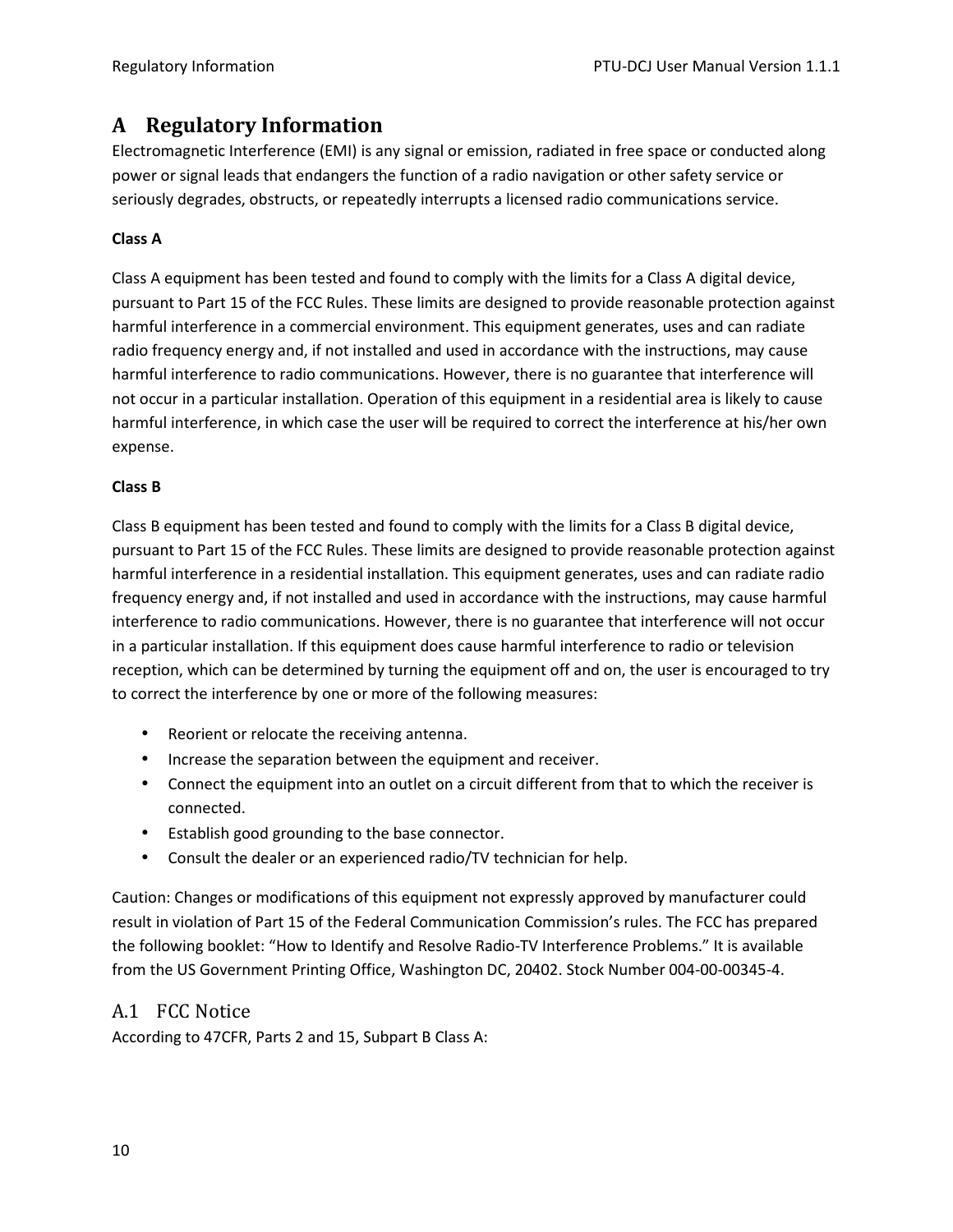# A Regulatory Information

Electromagnetic Interference (EMI) is any signal or emission, radiated in free space or conducted along power or signal leads that endangers the function of a radio navigation or other safety service or seriously degrades, obstructs, or repeatedly interrupts a licensed radio communications service.

**Class A**

Class A equipment has been tested and found to comply with the limits for a Class A digital device, pursuant to Part 15 of the FCC Rules. These limits are designed to provide reasonable protection against harmful interference in a commercial environment. This equipment generates, uses and can radiate radio frequency energy and, if not installed and used in accordance with the instructions, may cause harmful interference to radio communications. However, there is no guarantee that interference will not occur in a particular installation. Operation of this equipment in a residential area is likely to cause harmful interference, in which case the user will be required to correct the interference at his/her own expense.

**Class B**

Class B equipment has been tested and found to comply with the limits for a Class B digital device, pursuant to Part 15 of the FCC Rules. These limits are designed to provide reasonable protection against harmful interference in a residential installation. This equipment generates, uses and can radiate radio frequency energy and, if not installed and used in accordance with the instructions, may cause harmful interference to radio communications. However, there is no guarantee that interference will not occur in a particular installation. If this equipment does cause harmful interference to radio or television reception, which can be determined by turning the equipment off and on, the user is encouraged to try to correct the interference by one or more of the following measures:

- Reorient or relocate the receiving antenna.
- Increase the separation between the equipment and receiver.
- Connect the equipment into an outlet on a circuit different from that to which the receiver is connected.
- Establish good grounding to the base connector.
- Consult the dealer or an experienced radio/TV technician for help.

Caution: Changes or modifications of this equipment not expressly approved by manufacturer could result in violation of Part 15 of the Federal Communication Commission's rules. The FCC has prepared the following booklet: "How to Identify and Resolve Radio-TV Interference Problems." It is available from the US Government Printing Office, Washington DC, 20402. Stock Number 004-00-00345-4.

## A.1 FCC Notice

According to 47CFR, Parts 2 and 15, Subpart B Class A: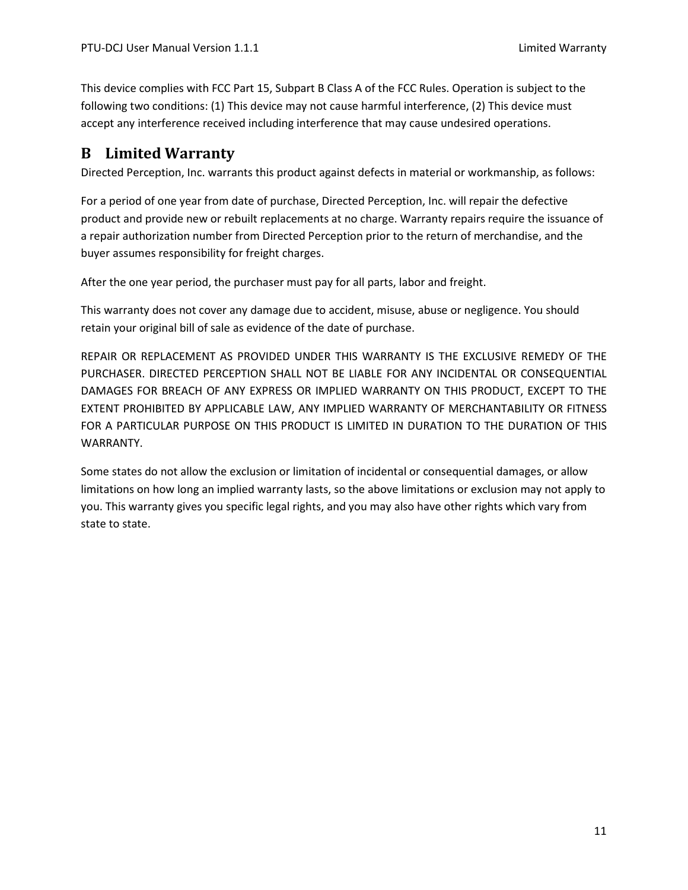This device complies with FCC Part 15, Subpart B Class A of the FCC Rules. Operation is subject to the following two conditions: (1) This device may not cause harmful interference, (2) This device must accept any interference received including interference that may cause undesired operations.

# B Limited Warranty

Directed Perception, Inc. warrants this product against defects in material or workmanship, as follows:

For a period of one year from date of purchase, Directed Perception, Inc. will repair the defective product and provide new or rebuilt replacements at no charge. Warranty repairs require the issuance of a repair authorization number from Directed Perception prior to the return of merchandise, and the buyer assumes responsibility for freight charges.

After the one year period, the purchaser must pay for all parts, labor and freight.

This warranty does not cover any damage due to accident, misuse, abuse or negligence. You should retain your original bill of sale as evidence of the date of purchase.

REPAIR OR REPLACEMENT AS PROVIDED UNDER THIS WARRANTY IS THE EXCLUSIVE REMEDY OF THE PURCHASER. DIRECTED PERCEPTION SHALL NOT BE LIABLE FOR ANY INCIDENTAL OR CONSEQUENTIAL DAMAGES FOR BREACH OF ANY EXPRESS OR IMPLIED WARRANTY ON THIS PRODUCT, EXCEPT TO THE EXTENT PROHIBITED BY APPLICABLE LAW, ANY IMPLIED WARRANTY OF MERCHANTABILITY OR FITNESS FOR A PARTICULAR PURPOSE ON THIS PRODUCT IS LIMITED IN DURATION TO THE DURATION OF THIS WARRANTY.

Some states do not allow the exclusion or limitation of incidental or consequential damages, or allow limitations on how long an implied warranty lasts, so the above limitations or exclusion may not apply to you. This warranty gives you specific legal rights, and you may also have other rights which vary from state to state.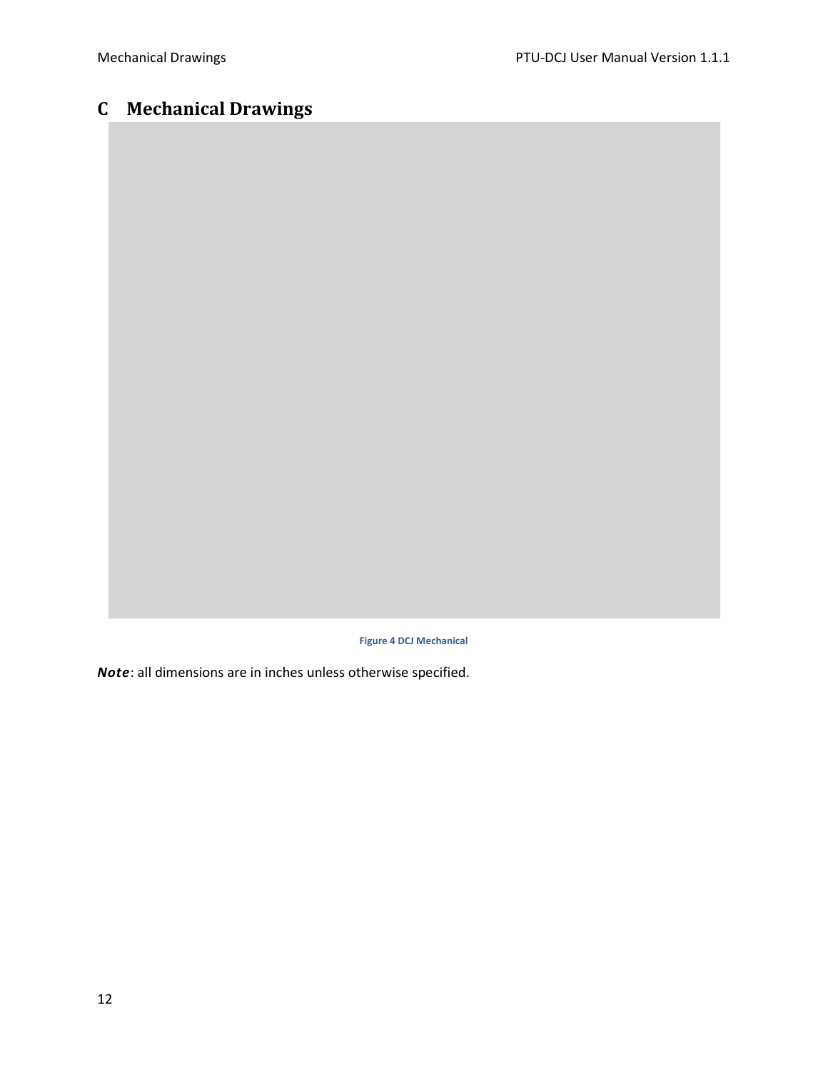# C Mechanical Drawings

Figure 4 DCJ Mechanical

***Note***: all dimensions are in inches unless otherwise specified.